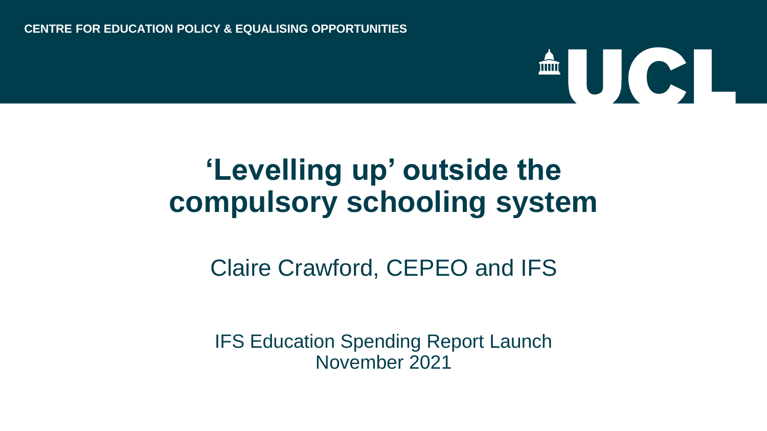CENTRE FOR EDUCATION POLICY & EQUALISING OPPORTUNITIES

# ‘Levelling up’ outside the compulsory schooling system

Claire Crawford, CEPEO and IFS

IFS Education Spending Report Launch
November 2021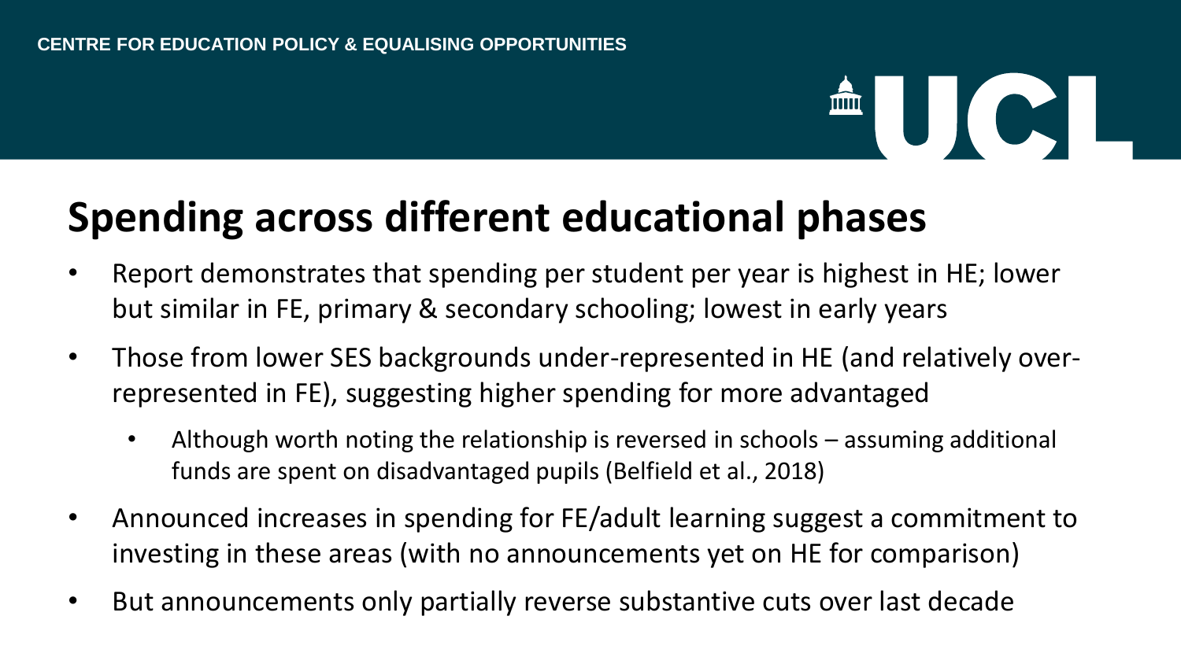# Spending across different educational phases

- Report demonstrates that spending per student per year is highest in HE; lower but similar in FE, primary & secondary schooling; lowest in early years
- Those from lower SES backgrounds under-represented in HE (and relatively over-represented in FE), suggesting higher spending for more advantaged
  - Although worth noting the relationship is reversed in schools – assuming additional funds are spent on disadvantaged pupils (Belfield et al., 2018)
- Announced increases in spending for FE/adult learning suggest a commitment to investing in these areas (with no announcements yet on HE for comparison)
- But announcements only partially reverse substantive cuts over last decade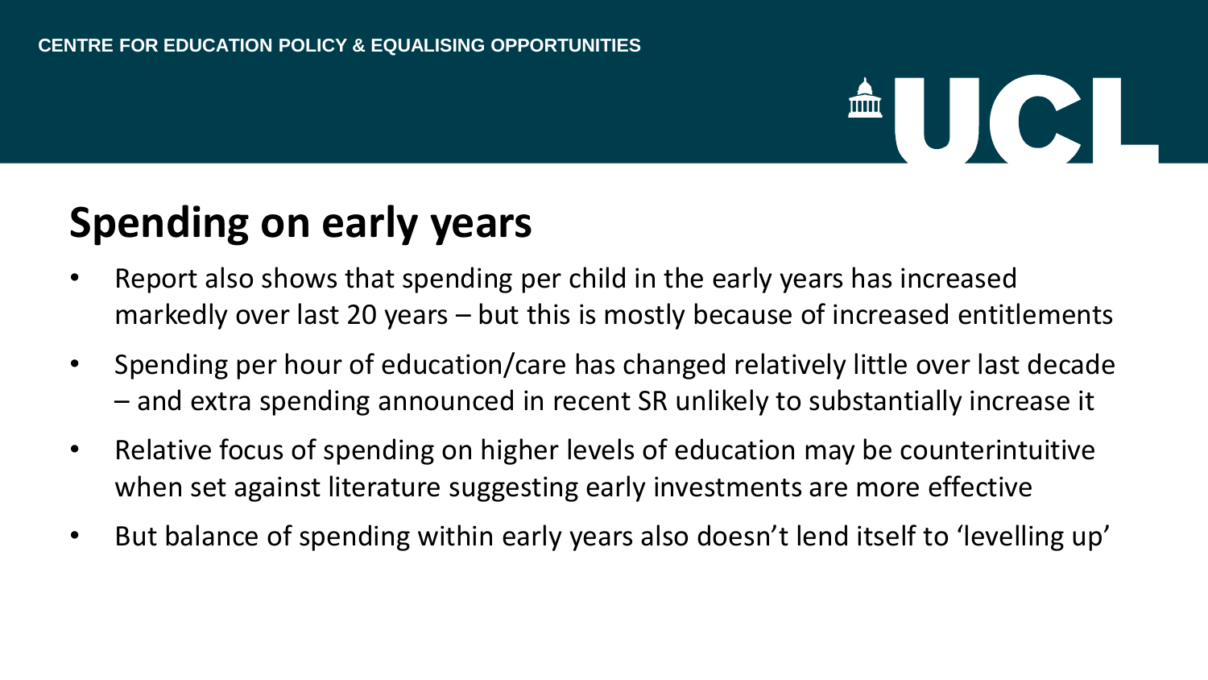## Spending on early years

- Report also shows that spending per child in the early years has increased markedly over last 20 years – but this is mostly because of increased entitlements
- Spending per hour of education/care has changed relatively little over last decade – and extra spending announced in recent SR unlikely to substantially increase it
- Relative focus of spending on higher levels of education may be counterintuitive when set against literature suggesting early investments are more effective
- But balance of spending within early years also doesn't lend itself to 'levelling up'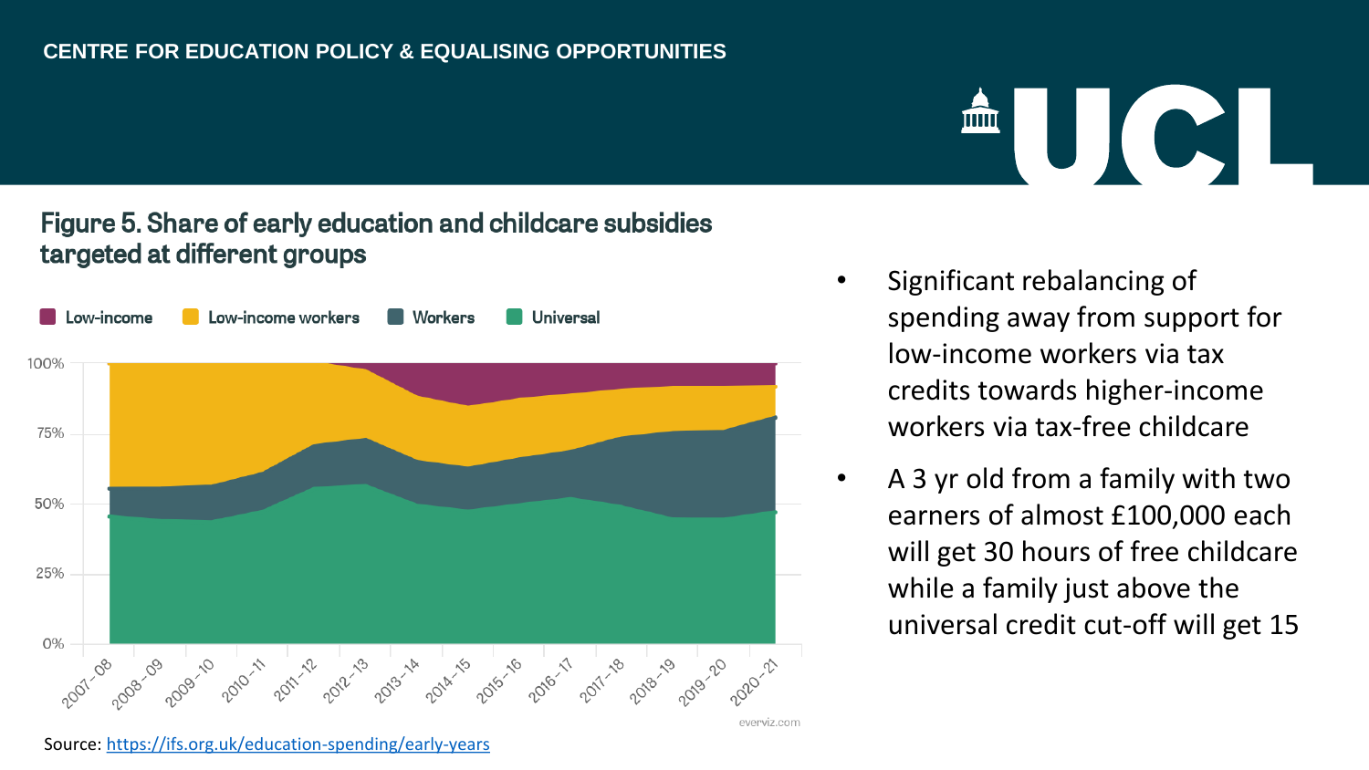CENTRE FOR EDUCATION POLICY & EQUALISING OPPORTUNITIES

## Figure 5. Share of early education and childcare subsidies targeted at different groups

Low-income | Low-income workers | Workers | Universal

- Significant rebalancing of spending away from support for low-income workers via tax credits towards higher-income workers via tax-free childcare
- A 3 yr old from a family with two earners of almost £100,000 each will get 30 hours of free childcare while a family just above the universal credit cut-off will get 15

Source: https://ifs.org.uk/education-spending/early-years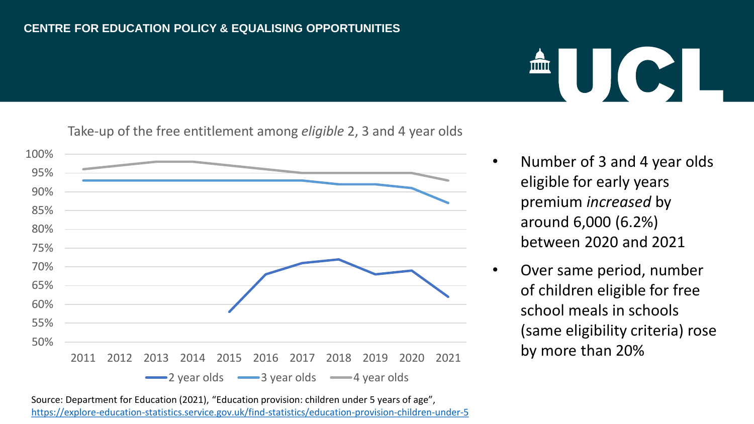CENTRE FOR EDUCATION POLICY & EQUALISING OPPORTUNITIES

UCL

Take-up of the free entitlement among *eligible* 2, 3 and 4 year olds

100%
95%
90%
85%
80%
75%
70%
65%
60%
55%
50%

2011 2012 2013 2014 2015 2016 2017 2018 2019 2020 2021

2 year olds 3 year olds 4 year olds

- Number of 3 and 4 year olds eligible for early years premium *increased* by around 6,000 (6.2%) between 2020 and 2021
- Over same period, number of children eligible for free school meals in schools (same eligibility criteria) rose by more than 20%

Source: Department for Education (2021), "Education provision: children under 5 years of age", https://explore-education-statistics.service.gov.uk/find-statistics/education-provision-children-under-5